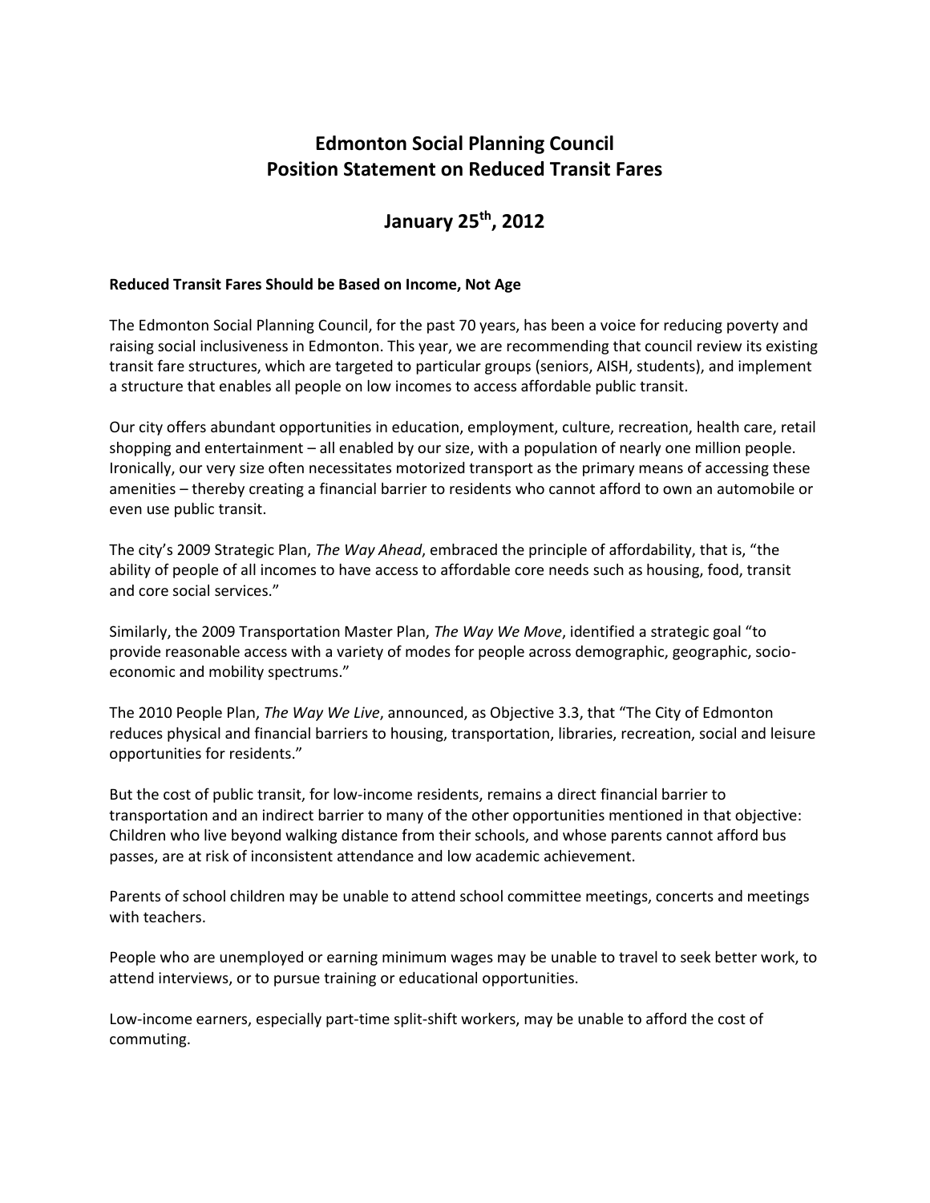# Edmonton Social Planning Council
# Position Statement on Reduced Transit Fares

## January 25th, 2012

**Reduced Transit Fares Should be Based on Income, Not Age**

The Edmonton Social Planning Council, for the past 70 years, has been a voice for reducing poverty and raising social inclusiveness in Edmonton. This year, we are recommending that council review its existing transit fare structures, which are targeted to particular groups (seniors, AISH, students), and implement a structure that enables all people on low incomes to access affordable public transit.

Our city offers abundant opportunities in education, employment, culture, recreation, health care, retail shopping and entertainment – all enabled by our size, with a population of nearly one million people. Ironically, our very size often necessitates motorized transport as the primary means of accessing these amenities – thereby creating a financial barrier to residents who cannot afford to own an automobile or even use public transit.

The city's 2009 Strategic Plan, *The Way Ahead*, embraced the principle of affordability, that is, "the ability of people of all incomes to have access to affordable core needs such as housing, food, transit and core social services."

Similarly, the 2009 Transportation Master Plan, *The Way We Move*, identified a strategic goal "to provide reasonable access with a variety of modes for people across demographic, geographic, socio-economic and mobility spectrums."

The 2010 People Plan, *The Way We Live*, announced, as Objective 3.3, that "The City of Edmonton reduces physical and financial barriers to housing, transportation, libraries, recreation, social and leisure opportunities for residents."

But the cost of public transit, for low-income residents, remains a direct financial barrier to transportation and an indirect barrier to many of the other opportunities mentioned in that objective: Children who live beyond walking distance from their schools, and whose parents cannot afford bus passes, are at risk of inconsistent attendance and low academic achievement.

Parents of school children may be unable to attend school committee meetings, concerts and meetings with teachers.

People who are unemployed or earning minimum wages may be unable to travel to seek better work, to attend interviews, or to pursue training or educational opportunities.

Low-income earners, especially part-time split-shift workers, may be unable to afford the cost of commuting.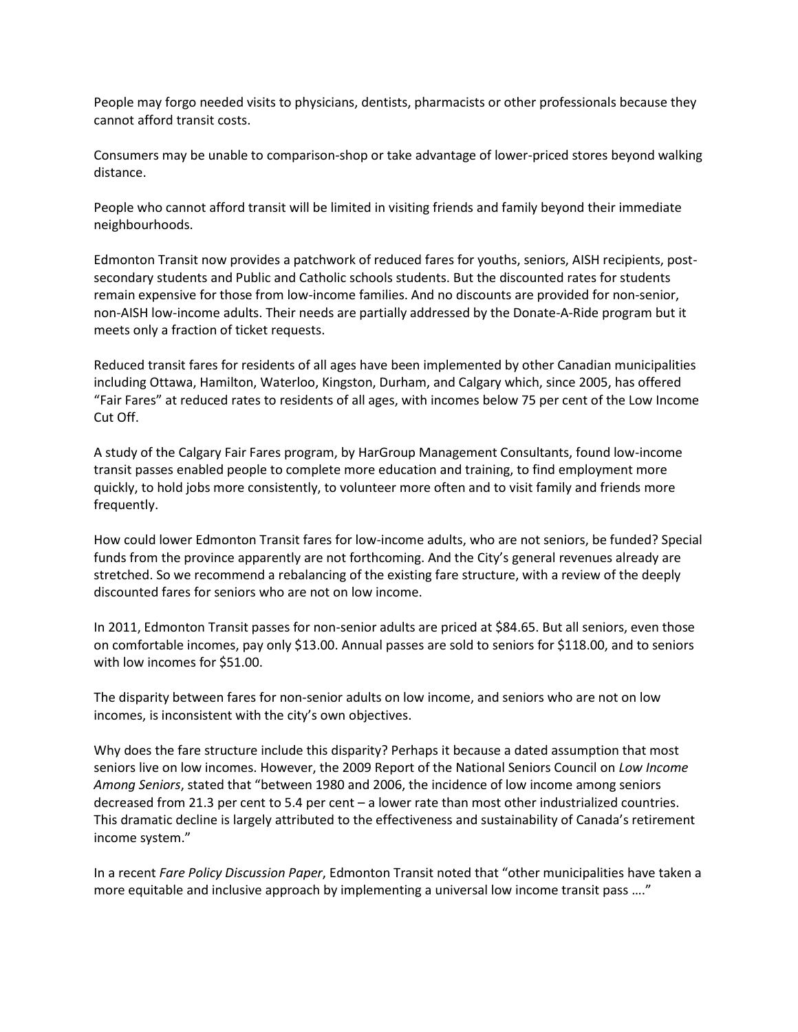People may forgo needed visits to physicians, dentists, pharmacists or other professionals because they cannot afford transit costs.

Consumers may be unable to comparison-shop or take advantage of lower-priced stores beyond walking distance.

People who cannot afford transit will be limited in visiting friends and family beyond their immediate neighbourhoods.

Edmonton Transit now provides a patchwork of reduced fares for youths, seniors, AISH recipients, post-secondary students and Public and Catholic schools students. But the discounted rates for students remain expensive for those from low-income families. And no discounts are provided for non-senior, non-AISH low-income adults. Their needs are partially addressed by the Donate-A-Ride program but it meets only a fraction of ticket requests.

Reduced transit fares for residents of all ages have been implemented by other Canadian municipalities including Ottawa, Hamilton, Waterloo, Kingston, Durham, and Calgary which, since 2005, has offered "Fair Fares" at reduced rates to residents of all ages, with incomes below 75 per cent of the Low Income Cut Off.

A study of the Calgary Fair Fares program, by HarGroup Management Consultants, found low-income transit passes enabled people to complete more education and training, to find employment more quickly, to hold jobs more consistently, to volunteer more often and to visit family and friends more frequently.

How could lower Edmonton Transit fares for low-income adults, who are not seniors, be funded? Special funds from the province apparently are not forthcoming. And the City's general revenues already are stretched. So we recommend a rebalancing of the existing fare structure, with a review of the deeply discounted fares for seniors who are not on low income.

In 2011, Edmonton Transit passes for non-senior adults are priced at $84.65. But all seniors, even those on comfortable incomes, pay only $13.00. Annual passes are sold to seniors for $118.00, and to seniors with low incomes for $51.00.

The disparity between fares for non-senior adults on low income, and seniors who are not on low incomes, is inconsistent with the city's own objectives.

Why does the fare structure include this disparity? Perhaps it because a dated assumption that most seniors live on low incomes. However, the 2009 Report of the National Seniors Council on *Low Income Among Seniors*, stated that "between 1980 and 2006, the incidence of low income among seniors decreased from 21.3 per cent to 5.4 per cent – a lower rate than most other industrialized countries. This dramatic decline is largely attributed to the effectiveness and sustainability of Canada's retirement income system."

In a recent *Fare Policy Discussion Paper*, Edmonton Transit noted that "other municipalities have taken a more equitable and inclusive approach by implementing a universal low income transit pass …."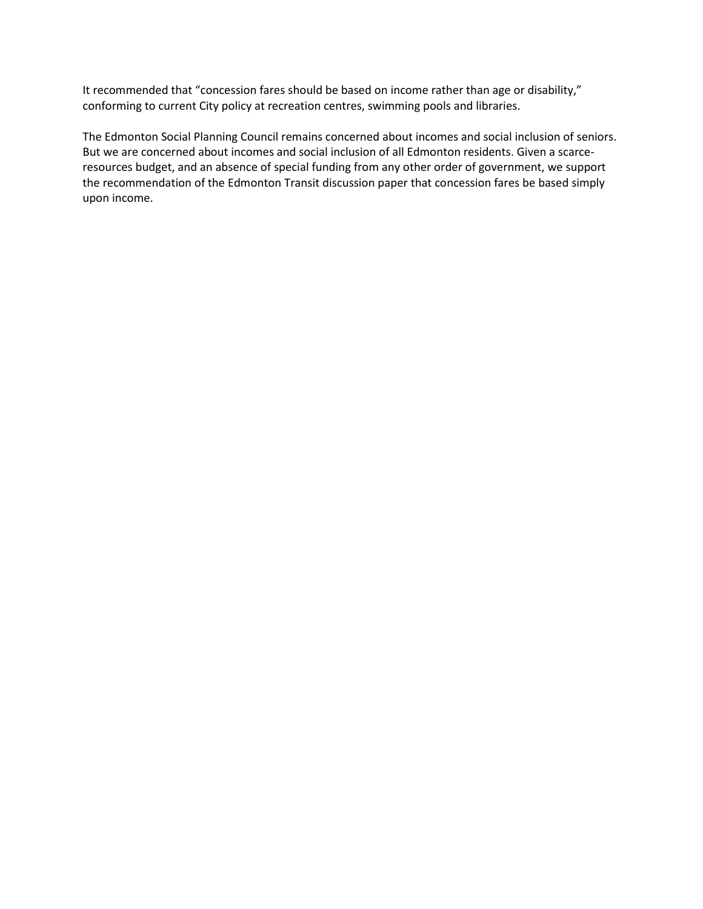It recommended that "concession fares should be based on income rather than age or disability," conforming to current City policy at recreation centres, swimming pools and libraries.

The Edmonton Social Planning Council remains concerned about incomes and social inclusion of seniors. But we are concerned about incomes and social inclusion of all Edmonton residents. Given a scarce-resources budget, and an absence of special funding from any other order of government, we support the recommendation of the Edmonton Transit discussion paper that concession fares be based simply upon income.